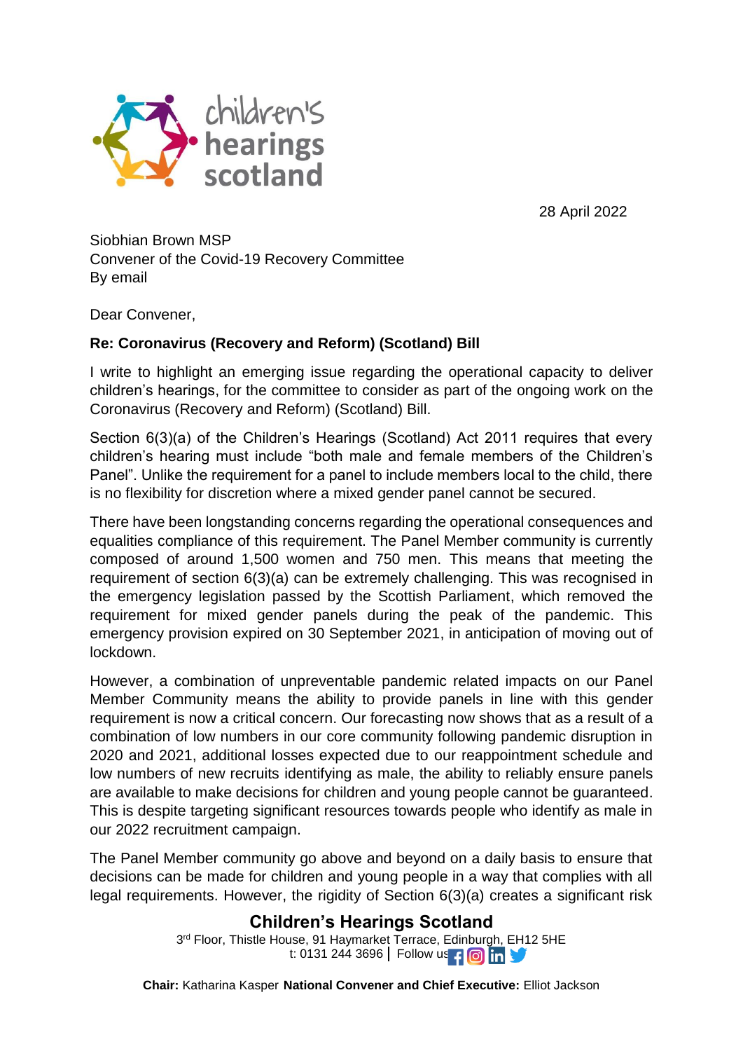28 April 2022

Siobhian Brown MSP
Convener of the Covid-19 Recovery Committee
By email

Dear Convener,

**Re: Coronavirus (Recovery and Reform) (Scotland) Bill**

I write to highlight an emerging issue regarding the operational capacity to deliver children's hearings, for the committee to consider as part of the ongoing work on the Coronavirus (Recovery and Reform) (Scotland) Bill.

Section 6(3)(a) of the Children's Hearings (Scotland) Act 2011 requires that every children's hearing must include "both male and female members of the Children's Panel". Unlike the requirement for a panel to include members local to the child, there is no flexibility for discretion where a mixed gender panel cannot be secured.

There have been longstanding concerns regarding the operational consequences and equalities compliance of this requirement. The Panel Member community is currently composed of around 1,500 women and 750 men. This means that meeting the requirement of section 6(3)(a) can be extremely challenging. This was recognised in the emergency legislation passed by the Scottish Parliament, which removed the requirement for mixed gender panels during the peak of the pandemic. This emergency provision expired on 30 September 2021, in anticipation of moving out of lockdown.

However, a combination of unpreventable pandemic related impacts on our Panel Member Community means the ability to provide panels in line with this gender requirement is now a critical concern. Our forecasting now shows that as a result of a combination of low numbers in our core community following pandemic disruption in 2020 and 2021, additional losses expected due to our reappointment schedule and low numbers of new recruits identifying as male, the ability to reliably ensure panels are available to make decisions for children and young people cannot be guaranteed. This is despite targeting significant resources towards people who identify as male in our 2022 recruitment campaign.

The Panel Member community go above and beyond on a daily basis to ensure that decisions can be made for children and young people in a way that complies with all legal requirements. However, the rigidity of Section 6(3)(a) creates a significant risk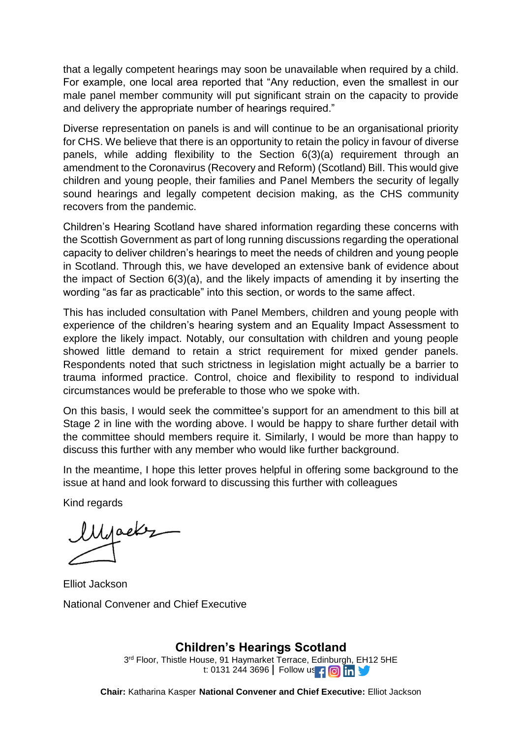that a legally competent hearings may soon be unavailable when required by a child. For example, one local area reported that "Any reduction, even the smallest in our male panel member community will put significant strain on the capacity to provide and delivery the appropriate number of hearings required."

Diverse representation on panels is and will continue to be an organisational priority for CHS. We believe that there is an opportunity to retain the policy in favour of diverse panels, while adding flexibility to the Section 6(3)(a) requirement through an amendment to the Coronavirus (Recovery and Reform) (Scotland) Bill. This would give children and young people, their families and Panel Members the security of legally sound hearings and legally competent decision making, as the CHS community recovers from the pandemic.

Children's Hearing Scotland have shared information regarding these concerns with the Scottish Government as part of long running discussions regarding the operational capacity to deliver children's hearings to meet the needs of children and young people in Scotland. Through this, we have developed an extensive bank of evidence about the impact of Section 6(3)(a), and the likely impacts of amending it by inserting the wording "as far as practicable" into this section, or words to the same affect.

This has included consultation with Panel Members, children and young people with experience of the children's hearing system and an Equality Impact Assessment to explore the likely impact. Notably, our consultation with children and young people showed little demand to retain a strict requirement for mixed gender panels. Respondents noted that such strictness in legislation might actually be a barrier to trauma informed practice. Control, choice and flexibility to respond to individual circumstances would be preferable to those who we spoke with.

On this basis, I would seek the committee's support for an amendment to this bill at Stage 2 in line with the wording above. I would be happy to share further detail with the committee should members require it. Similarly, I would be more than happy to discuss this further with any member who would like further background.

In the meantime, I hope this letter proves helpful in offering some background to the issue at hand and look forward to discussing this further with colleagues

Kind regards

Elliot Jackson

National Convener and Chief Executive

**Children's Hearings Scotland**

3rd Floor, Thistle House, 91 Haymarket Terrace, Edinburgh, EH12 5HE

t: 0131 244 3696 | Follow us

**Chair:** Katharina Kasper **National Convener and Chief Executive:** Elliot Jackson